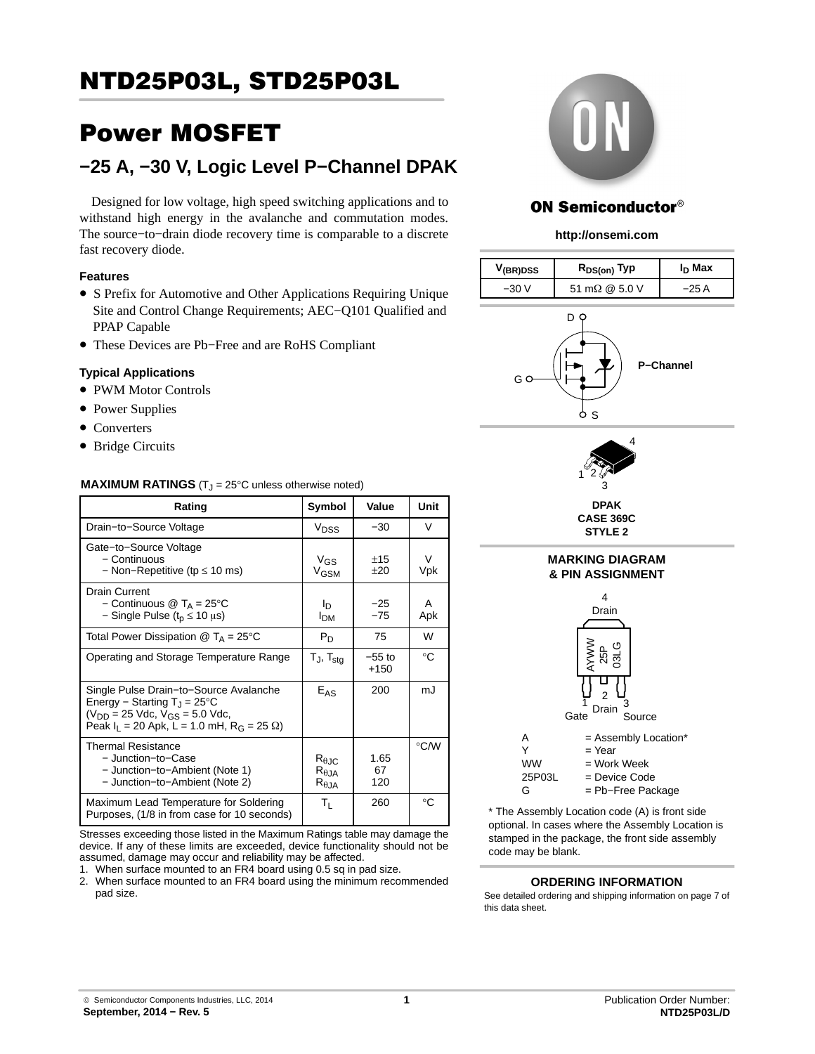# NTD25P03L, STD25P03L

# Power MOSFET

## −25 A, −30 V, Logic Level P−Channel DPAK

Designed for low voltage, high speed switching applications and to withstand high energy in the avalanche and commutation modes. The source−to−drain diode recovery time is comparable to a discrete fast recovery diode.

### Features

- S Prefix for Automotive and Other Applications Requiring Unique Site and Control Change Requirements; AEC−Q101 Qualified and PPAP Capable
- These Devices are Pb−Free and are RoHS Compliant

### Typical Applications

- PWM Motor Controls
- Power Supplies
- Converters
- Bridge Circuits

**MAXIMUM RATINGS** ($T_J$ = 25°C unless otherwise noted)

| Rating | Symbol | Value | Unit |
|---|---|---|---|
| Drain−to−Source Voltage | $V_{DSS}$ | −30 | V |
| Gate−to−Source Voltage<br>− Continuous<br>− Non−Repetitive (tp ≤ 10 ms) | <br>$V_{GS}$<br>$V_{GSM}$ | <br>±15<br>±20 | <br>V<br>Vpk |
| Drain Current<br>− Continuous @ $T_A$ = 25°C<br>− Single Pulse ($t_p$ ≤ 10 μs) | <br>$I_D$<br>$I_{DM}$ | <br>−25<br>−75 | <br>A<br>Apk |
| Total Power Dissipation @ $T_A$ = 25°C | $P_D$ | 75 | W |
| Operating and Storage Temperature Range | $T_J$, $T_{stg}$ | −55 to +150 | °C |
| Single Pulse Drain−to−Source Avalanche Energy − Starting $T_J$ = 25°C ($V_{DD}$ = 25 Vdc, $V_{GS}$ = 5.0 Vdc, Peak $I_L$ = 20 Apk, L = 1.0 mH, $R_G$ = 25 Ω) | $E_{AS}$ | 200 | mJ |
| Thermal Resistance<br>− Junction−to−Case<br>− Junction−to−Ambient (Note 1)<br>− Junction−to−Ambient (Note 2) | <br>$R_{\theta JC}$<br>$R_{\theta JA}$<br>$R_{\theta JA}$ | <br>1.65<br>67<br>120 | °C/W |
| Maximum Lead Temperature for Soldering Purposes, (1/8 in from case for 10 seconds) | $T_L$ | 260 | °C |

Stresses exceeding those listed in the Maximum Ratings table may damage the device. If any of these limits are exceeded, device functionality should not be assumed, damage may occur and reliability may be affected.

1. When surface mounted to an FR4 board using 0.5 sq in pad size.
2. When surface mounted to an FR4 board using the minimum recommended pad size.

**ON Semiconductor®**

**http://onsemi.com**

| $V_{(BR)DSS}$ | $R_{DS(on)}$ Typ | $I_D$ Max |
|---|---|---|
| −30 V | 51 mΩ @ 5.0 V | −25 A |

D, G, S — P−Channel

DPAK
CASE 369C
STYLE 2

**MARKING DIAGRAM & PIN ASSIGNMENT**

4 Drain; AYWW 25P 03LG; 1 Gate, 2 Drain, 3 Source

| | |
|---|---|
| A | = Assembly Location* |
| Y | = Year |
| WW | = Work Week |
| 25P03L | = Device Code |
| G | = Pb−Free Package |

* The Assembly Location code (A) is front side optional. In cases where the Assembly Location is stamped in the package, the front side assembly code may be blank.

**ORDERING INFORMATION**

See detailed ordering and shipping information on page 7 of this data sheet.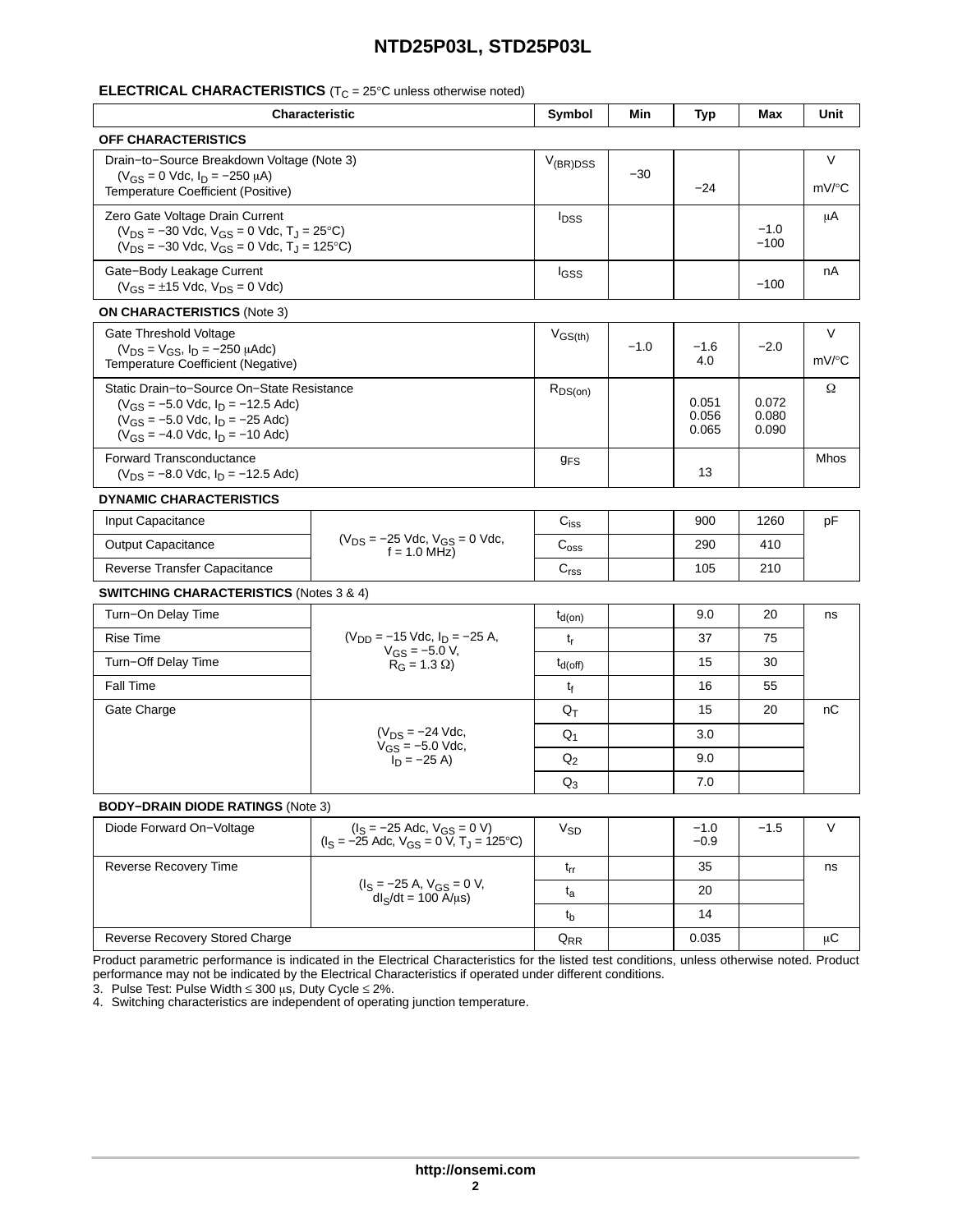## ELECTRICAL CHARACTERISTICS ($T_C$ = 25°C unless otherwise noted)

| Characteristic | | Symbol | Min | Typ | Max | Unit |
|---|---|---|---|---|---|---|
| **OFF CHARACTERISTICS** | | | | | | |
| Drain−to−Source Breakdown Voltage (Note 3) ($V_{GS}$ = 0 Vdc, $I_D$ = −250 μA)<br>Temperature Coefficient (Positive) | | $V_{(BR)DSS}$ | −30 | <br>−24 | | V<br>mV/°C |
| Zero Gate Voltage Drain Current<br>($V_{DS}$ = −30 Vdc, $V_{GS}$ = 0 Vdc, $T_J$ = 25°C)<br>($V_{DS}$ = −30 Vdc, $V_{GS}$ = 0 Vdc, $T_J$ = 125°C) | | $I_{DSS}$ | | | −1.0<br>−100 | μA |
| Gate−Body Leakage Current ($V_{GS}$ = ±15 Vdc, $V_{DS}$ = 0 Vdc) | | $I_{GSS}$ | | | −100 | nA |
| **ON CHARACTERISTICS** (Note 3) | | | | | | |
| Gate Threshold Voltage ($V_{DS}$ = $V_{GS}$, $I_D$ = −250 μAdc)<br>Temperature Coefficient (Negative) | | $V_{GS(th)}$ | −1.0 | −1.6<br>4.0 | −2.0 | V<br>mV/°C |
| Static Drain−to−Source On−State Resistance<br>($V_{GS}$ = −5.0 Vdc, $I_D$ = −12.5 Adc)<br>($V_{GS}$ = −5.0 Vdc, $I_D$ = −25 Adc)<br>($V_{GS}$ = −4.0 Vdc, $I_D$ = −10 Adc) | | $R_{DS(on)}$ | | 0.051<br>0.056<br>0.065 | 0.072<br>0.080<br>0.090 | Ω |
| Forward Transconductance ($V_{DS}$ = −8.0 Vdc, $I_D$ = −12.5 Adc) | | $g_{FS}$ | | 13 | | Mhos |
| **DYNAMIC CHARACTERISTICS** | | | | | | |
| Input Capacitance | ($V_{DS}$ = −25 Vdc, $V_{GS}$ = 0 Vdc, f = 1.0 MHz) | $C_{iss}$ | | 900 | 1260 | pF |
| Output Capacitance | | $C_{oss}$ | | 290 | 410 | |
| Reverse Transfer Capacitance | | $C_{rss}$ | | 105 | 210 | |
| **SWITCHING CHARACTERISTICS** (Notes 3 & 4) | | | | | | |
| Turn−On Delay Time | ($V_{DD}$ = −15 Vdc, $I_D$ = −25 A, $V_{GS}$ = −5.0 V, $R_G$ = 1.3 Ω) | $t_{d(on)}$ | | 9.0 | 20 | ns |
| Rise Time | | $t_r$ | | 37 | 75 | |
| Turn−Off Delay Time | | $t_{d(off)}$ | | 15 | 30 | |
| Fall Time | | $t_f$ | | 16 | 55 | |
| Gate Charge | ($V_{DS}$ = −24 Vdc, $V_{GS}$ = −5.0 Vdc, $I_D$ = −25 A) | $Q_T$ | | 15 | 20 | nC |
| | | $Q_1$ | | 3.0 | | |
| | | $Q_2$ | | 9.0 | | |
| | | $Q_3$ | | 7.0 | | |
| **BODY−DRAIN DIODE RATINGS** (Note 3) | | | | | | |
| Diode Forward On−Voltage | ($I_S$ = −25 Adc, $V_{GS}$ = 0 V)<br>($I_S$ = −25 Adc, $V_{GS}$ = 0 V, $T_J$ = 125°C) | $V_{SD}$ | | −1.0<br>−0.9 | −1.5 | V |
| Reverse Recovery Time | ($I_S$ = −25 A, $V_{GS}$ = 0 V, $dI_S/dt$ = 100 A/μs) | $t_{rr}$ | | 35 | | ns |
| | | $t_a$ | | 20 | | |
| | | $t_b$ | | 14 | | |
| Reverse Recovery Stored Charge | | $Q_{RR}$ | | 0.035 | | μC |

Product parametric performance is indicated in the Electrical Characteristics for the listed test conditions, unless otherwise noted. Product performance may not be indicated by the Electrical Characteristics if operated under different conditions.

3. Pulse Test: Pulse Width ≤ 300 μs, Duty Cycle ≤ 2%.
4. Switching characteristics are independent of operating junction temperature.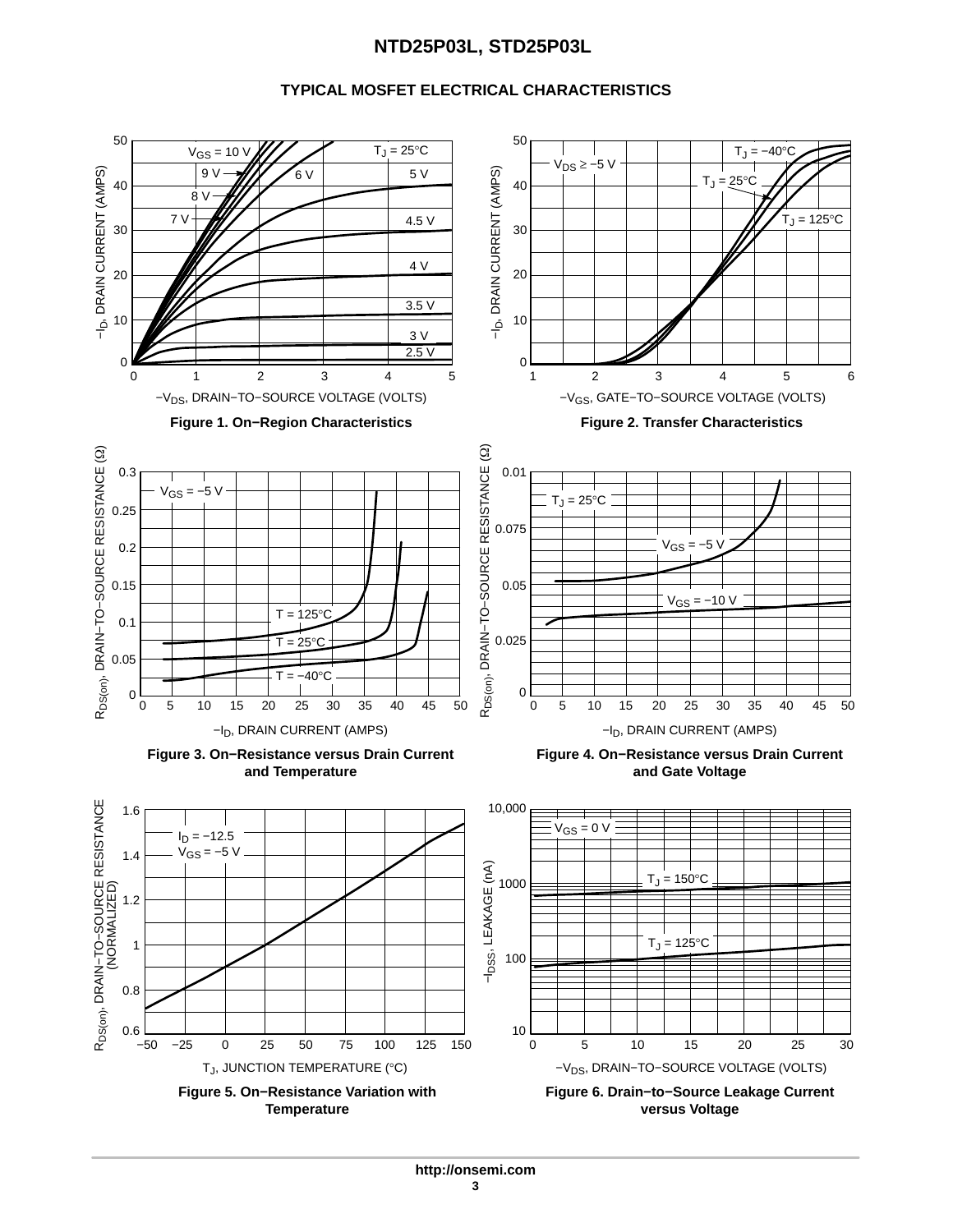## TYPICAL MOSFET ELECTRICAL CHARACTERISTICS

Figure 1. On−Region Characteristics

Figure 2. Transfer Characteristics

Figure 3. On−Resistance versus Drain Current and Temperature

Figure 4. On−Resistance versus Drain Current and Gate Voltage

Figure 5. On−Resistance Variation with Temperature

Figure 6. Drain−to−Source Leakage Current versus Voltage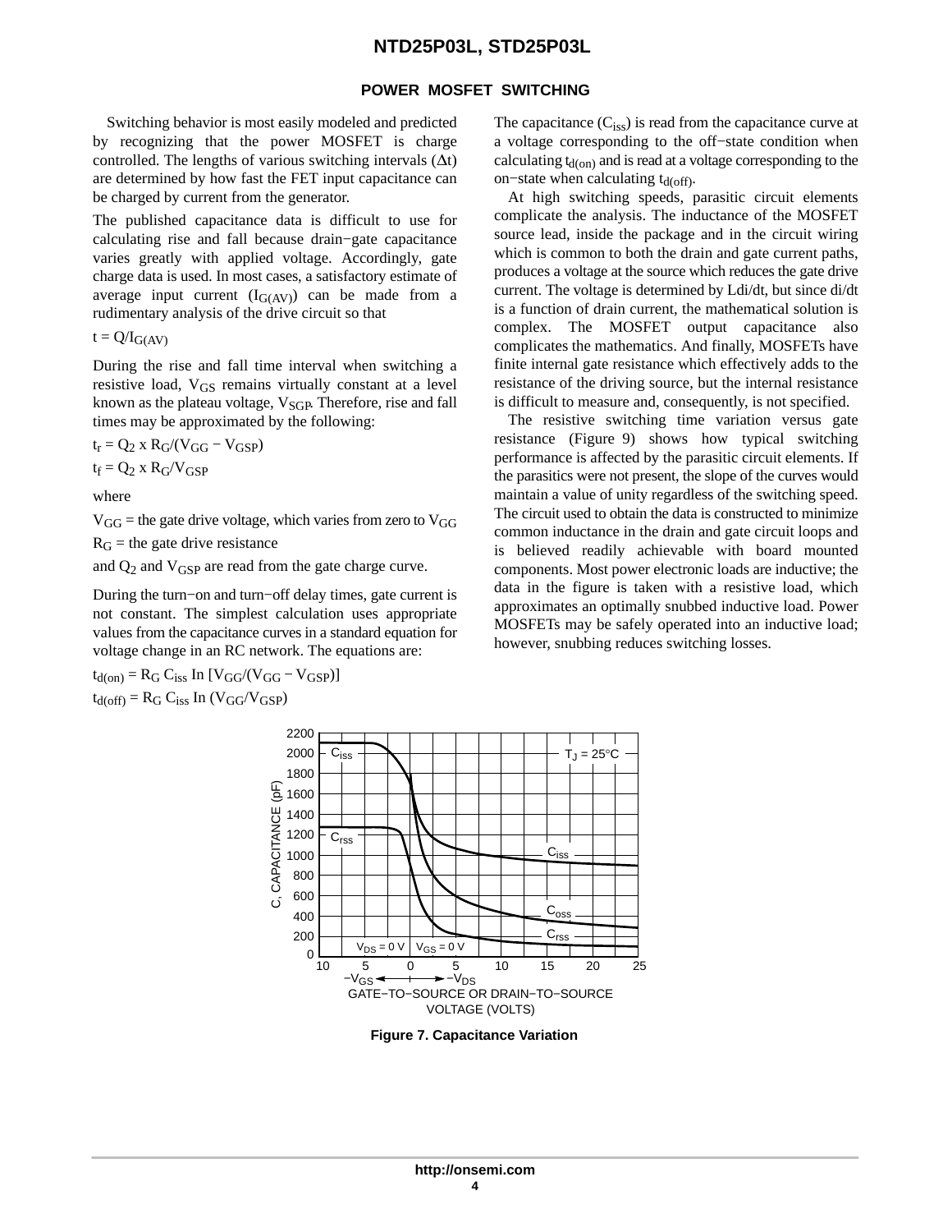## POWER MOSFET SWITCHING

Switching behavior is most easily modeled and predicted by recognizing that the power MOSFET is charge controlled. The lengths of various switching intervals ($\Delta t$) are determined by how fast the FET input capacitance can be charged by current from the generator.

The published capacitance data is difficult to use for calculating rise and fall because drain−gate capacitance varies greatly with applied voltage. Accordingly, gate charge data is used. In most cases, a satisfactory estimate of average input current ($I_{G(AV)}$) can be made from a rudimentary analysis of the drive circuit so that

$t = Q/I_{G(AV)}$

During the rise and fall time interval when switching a resistive load, $V_{GS}$ remains virtually constant at a level known as the plateau voltage, $V_{SGP}$. Therefore, rise and fall times may be approximated by the following:

$t_r = Q_2 \times R_G/(V_{GG} - V_{GSP})$

$t_f = Q_2 \times R_G/V_{GSP}$

where

$V_{GG}$ = the gate drive voltage, which varies from zero to $V_{GG}$

$R_G$ = the gate drive resistance

and $Q_2$ and $V_{GSP}$ are read from the gate charge curve.

During the turn−on and turn−off delay times, gate current is not constant. The simplest calculation uses appropriate values from the capacitance curves in a standard equation for voltage change in an RC network. The equations are:

$t_{d(on)} = R_G\ C_{iss}\ \ln\ [V_{GG}/(V_{GG} - V_{GSP})]$

$t_{d(off)} = R_G\ C_{iss}\ \ln\ (V_{GG}/V_{GSP})$

The capacitance ($C_{iss}$) is read from the capacitance curve at a voltage corresponding to the off−state condition when calculating $t_{d(on)}$ and is read at a voltage corresponding to the on−state when calculating $t_{d(off)}$.

At high switching speeds, parasitic circuit elements complicate the analysis. The inductance of the MOSFET source lead, inside the package and in the circuit wiring which is common to both the drain and gate current paths, produces a voltage at the source which reduces the gate drive current. The voltage is determined by Ldi/dt, but since di/dt is a function of drain current, the mathematical solution is complex. The MOSFET output capacitance also complicates the mathematics. And finally, MOSFETs have finite internal gate resistance which effectively adds to the resistance of the driving source, but the internal resistance is difficult to measure and, consequently, is not specified.

The resistive switching time variation versus gate resistance (Figure 9) shows how typical switching performance is affected by the parasitic circuit elements. If the parasitics were not present, the slope of the curves would maintain a value of unity regardless of the switching speed. The circuit used to obtain the data is constructed to minimize common inductance in the drain and gate circuit loops and is believed readily achievable with board mounted components. Most power electronic loads are inductive; the data in the figure is taken with a resistive load, which approximates an optimally snubbed inductive load. Power MOSFETs may be safely operated into an inductive load; however, snubbing reduces switching losses.

**Figure 7. Capacitance Variation**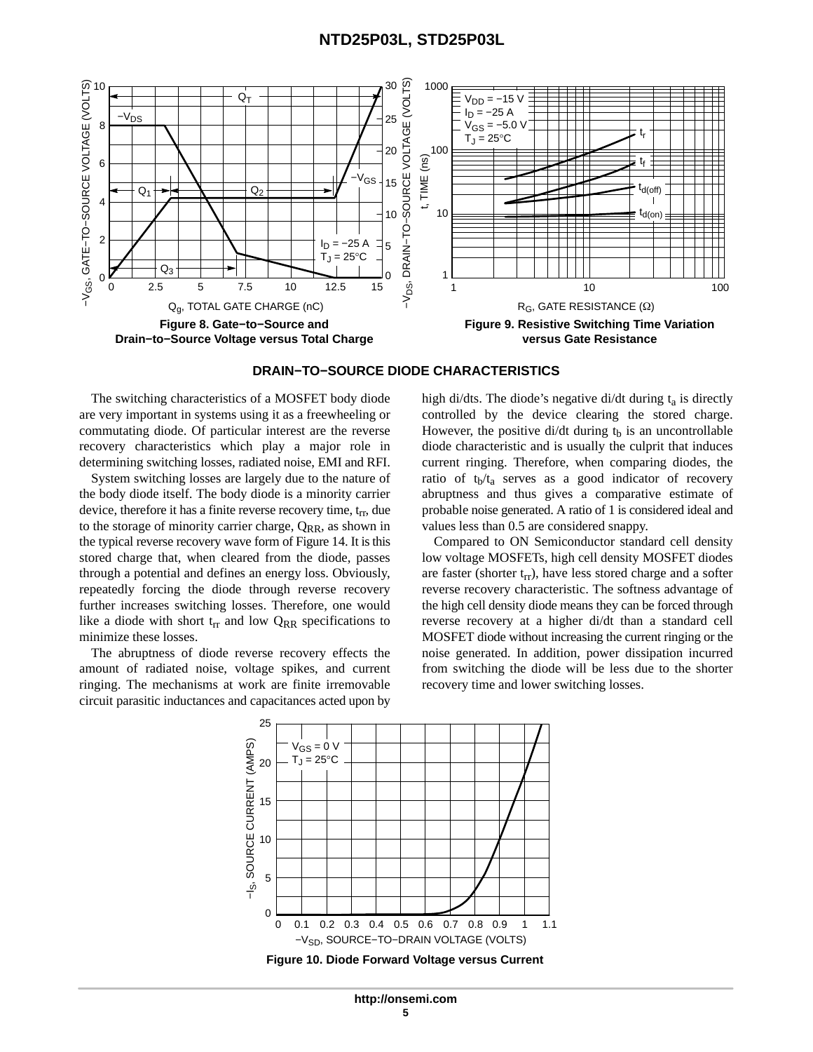Figure 8. Gate−to−Source and Drain−to−Source Voltage versus Total Charge

Figure 9. Resistive Switching Time Variation versus Gate Resistance

## DRAIN−TO−SOURCE DIODE CHARACTERISTICS

The switching characteristics of a MOSFET body diode are very important in systems using it as a freewheeling or commutating diode. Of particular interest are the reverse recovery characteristics which play a major role in determining switching losses, radiated noise, EMI and RFI.

System switching losses are largely due to the nature of the body diode itself. The body diode is a minority carrier device, therefore it has a finite reverse recovery time, $t_{rr}$, due to the storage of minority carrier charge, $Q_{RR}$, as shown in the typical reverse recovery wave form of Figure 14. It is this stored charge that, when cleared from the diode, passes through a potential and defines an energy loss. Obviously, repeatedly forcing the diode through reverse recovery further increases switching losses. Therefore, one would like a diode with short $t_{rr}$ and low $Q_{RR}$ specifications to minimize these losses.

The abruptness of diode reverse recovery effects the amount of radiated noise, voltage spikes, and current ringing. The mechanisms at work are finite irremovable circuit parasitic inductances and capacitances acted upon by high di/dts. The diode's negative di/dt during $t_a$ is directly controlled by the device clearing the stored charge. However, the positive di/dt during $t_b$ is an uncontrollable diode characteristic and is usually the culprit that induces current ringing. Therefore, when comparing diodes, the ratio of $t_b/t_a$ serves as a good indicator of recovery abruptness and thus gives a comparative estimate of probable noise generated. A ratio of 1 is considered ideal and values less than 0.5 are considered snappy.

Compared to ON Semiconductor standard cell density low voltage MOSFETs, high cell density MOSFET diodes are faster (shorter $t_{rr}$), have less stored charge and a softer reverse recovery characteristic. The softness advantage of the high cell density diode means they can be forced through reverse recovery at a higher di/dt than a standard cell MOSFET diode without increasing the current ringing or the noise generated. In addition, power dissipation incurred from switching the diode will be less due to the shorter recovery time and lower switching losses.

Figure 10. Diode Forward Voltage versus Current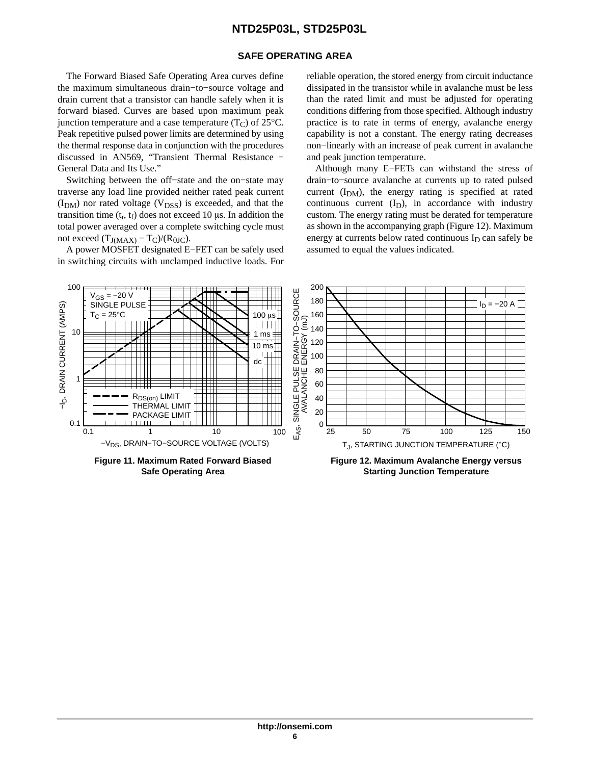## SAFE OPERATING AREA

The Forward Biased Safe Operating Area curves define the maximum simultaneous drain−to−source voltage and drain current that a transistor can handle safely when it is forward biased. Curves are based upon maximum peak junction temperature and a case temperature ($T_C$) of 25°C. Peak repetitive pulsed power limits are determined by using the thermal response data in conjunction with the procedures discussed in AN569, "Transient Thermal Resistance − General Data and Its Use."

Switching between the off−state and the on−state may traverse any load line provided neither rated peak current ($I_{DM}$) nor rated voltage ($V_{DSS}$) is exceeded, and that the transition time ($t_r$, $t_f$) does not exceed 10 μs. In addition the total power averaged over a complete switching cycle must not exceed $(T_{J(MAX)} - T_C)/(R_{\theta JC})$.

A power MOSFET designated E−FET can be safely used in switching circuits with unclamped inductive loads. For reliable operation, the stored energy from circuit inductance dissipated in the transistor while in avalanche must be less than the rated limit and must be adjusted for operating conditions differing from those specified. Although industry practice is to rate in terms of energy, avalanche energy capability is not a constant. The energy rating decreases non−linearly with an increase of peak current in avalanche and peak junction temperature.

Although many E−FETs can withstand the stress of drain−to−source avalanche at currents up to rated pulsed current ($I_{DM}$), the energy rating is specified at rated continuous current ($I_D$), in accordance with industry custom. The energy rating must be derated for temperature as shown in the accompanying graph (Figure 12). Maximum energy at currents below rated continuous $I_D$ can safely be assumed to equal the values indicated.

**Figure 11. Maximum Rated Forward Biased Safe Operating Area**

**Figure 12. Maximum Avalanche Energy versus Starting Junction Temperature**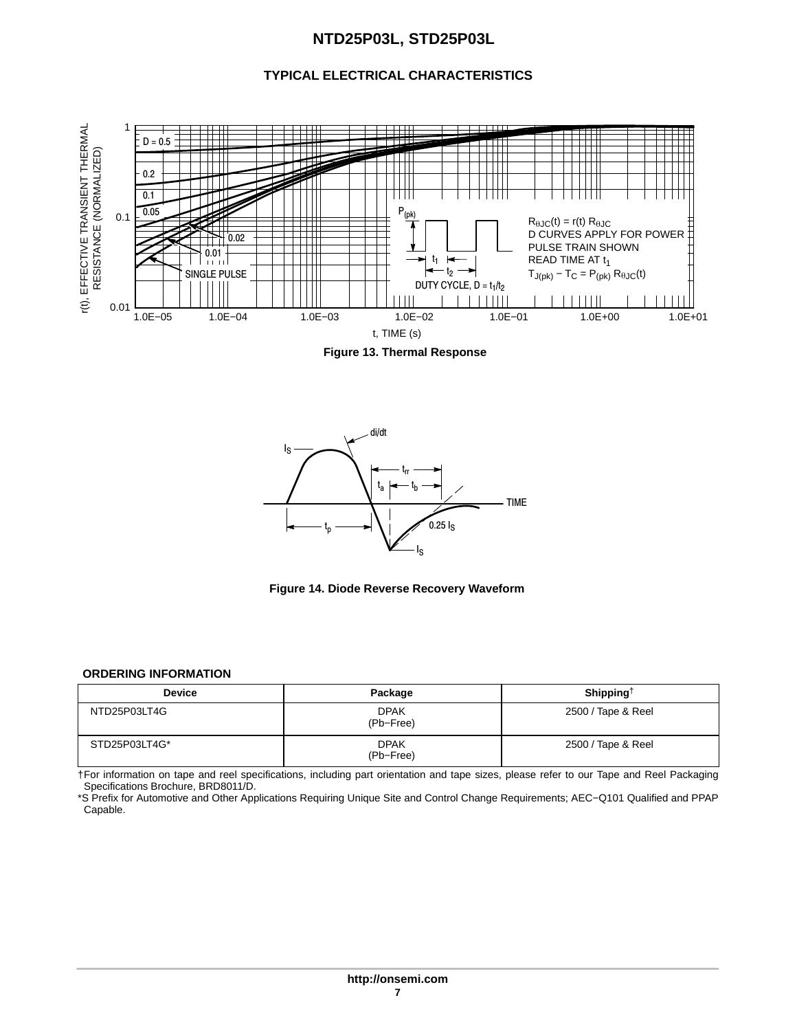## TYPICAL ELECTRICAL CHARACTERISTICS

**Figure 13. Thermal Response**

**Figure 14. Diode Reverse Recovery Waveform**

### ORDERING INFORMATION

| Device | Package | Shipping† |
|---|---|---|
| NTD25P03LT4G | DPAK (Pb−Free) | 2500 / Tape & Reel |
| STD25P03LT4G* | DPAK (Pb−Free) | 2500 / Tape & Reel |

†For information on tape and reel specifications, including part orientation and tape sizes, please refer to our Tape and Reel Packaging Specifications Brochure, BRD8011/D.

*S Prefix for Automotive and Other Applications Requiring Unique Site and Control Change Requirements; AEC−Q101 Qualified and PPAP Capable.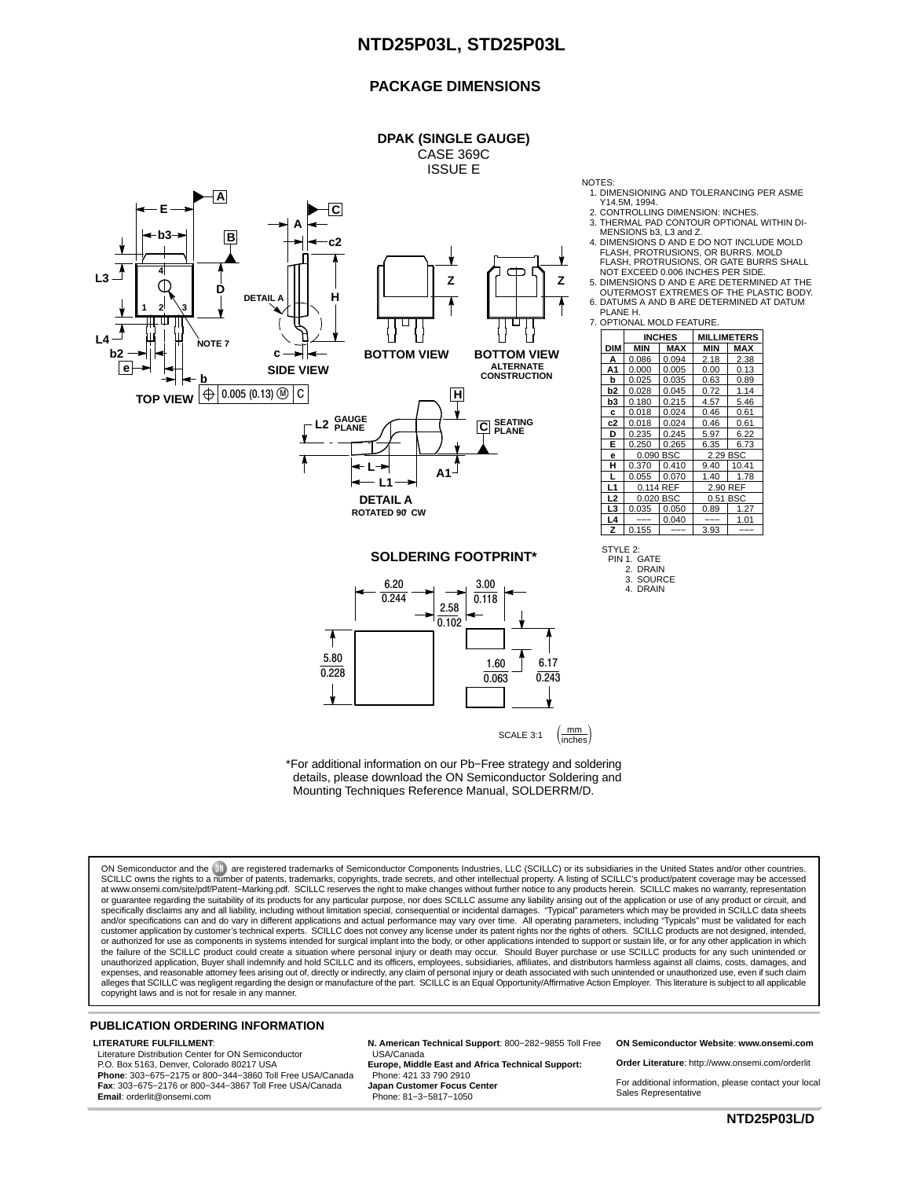## PACKAGE DIMENSIONS

**DPAK (SINGLE GAUGE)**
CASE 369C
ISSUE E

TOP VIEW

SIDE VIEW

BOTTOM VIEW

BOTTOM VIEW ALTERNATE CONSTRUCTION

DETAIL A ROTATED 90° CW

NOTES:
1. DIMENSIONING AND TOLERANCING PER ASME Y14.5M, 1994.
2. CONTROLLING DIMENSION: INCHES.
3. THERMAL PAD CONTOUR OPTIONAL WITHIN DIMENSIONS b3, L3 and Z.
4. DIMENSIONS D AND E DO NOT INCLUDE MOLD FLASH, PROTRUSIONS, OR BURRS. MOLD FLASH, PROTRUSIONS, OR GATE BURRS SHALL NOT EXCEED 0.006 INCHES PER SIDE.
5. DIMENSIONS D AND E ARE DETERMINED AT THE OUTERMOST EXTREMES OF THE PLASTIC BODY.
6. DATUMS A AND B ARE DETERMINED AT DATUM PLANE H.
7. OPTIONAL MOLD FEATURE.

| DIM | INCHES MIN | INCHES MAX | MILLIMETERS MIN | MILLIMETERS MAX |
|---|---|---|---|---|
| A | 0.086 | 0.094 | 2.18 | 2.38 |
| A1 | 0.000 | 0.005 | 0.00 | 0.13 |
| b | 0.025 | 0.035 | 0.63 | 0.89 |
| b2 | 0.028 | 0.045 | 0.72 | 1.14 |
| b3 | 0.180 | 0.215 | 4.57 | 5.46 |
| c | 0.018 | 0.024 | 0.46 | 0.61 |
| c2 | 0.018 | 0.024 | 0.46 | 0.61 |
| D | 0.235 | 0.245 | 5.97 | 6.22 |
| E | 0.250 | 0.265 | 6.35 | 6.73 |
| e | 0.090 BSC | | 2.29 BSC | |
| H | 0.370 | 0.410 | 9.40 | 10.41 |
| L | 0.055 | 0.070 | 1.40 | 1.78 |
| L1 | 0.114 REF | | 2.90 REF | |
| L2 | 0.020 BSC | | 0.51 BSC | |
| L3 | 0.035 | 0.050 | 0.89 | 1.27 |
| L4 | −−− | 0.040 | −−− | 1.01 |
| Z | 0.155 | −−− | 3.93 | −−− |

STYLE 2:
PIN 1. GATE
2. DRAIN
3. SOURCE
4. DRAIN

### SOLDERING FOOTPRINT*

6.20 / 0.244
3.00 / 0.118
2.58 / 0.102
5.80 / 0.228
1.60 / 0.063
6.17 / 0.243

SCALE 3:1 (mm / inches)

*For additional information on our Pb−Free strategy and soldering details, please download the ON Semiconductor Soldering and Mounting Techniques Reference Manual, SOLDERRM/D.

ON Semiconductor and the ON logo are registered trademarks of Semiconductor Components Industries, LLC (SCILLC) or its subsidiaries in the United States and/or other countries. SCILLC owns the rights to a number of patents, trademarks, copyrights, trade secrets, and other intellectual property. A listing of SCILLC's product/patent coverage may be accessed at www.onsemi.com/site/pdf/Patent−Marking.pdf. SCILLC reserves the right to make changes without further notice to any products herein. SCILLC makes no warranty, representation or guarantee regarding the suitability of its products for any particular purpose, nor does SCILLC assume any liability arising out of the application or use of any product or circuit, and specifically disclaims any and all liability, including without limitation special, consequential or incidental damages. "Typical" parameters which may be provided in SCILLC data sheets and/or specifications can and do vary in different applications and actual performance may vary over time. All operating parameters, including "Typicals" must be validated for each customer application by customer's technical experts. SCILLC does not convey any license under its patent rights nor the rights of others. SCILLC products are not designed, intended, or authorized for use as components in systems intended for surgical implant into the body, or other applications intended to support or sustain life, or for any other application in which the failure of the SCILLC product could create a situation where personal injury or death may occur. Should Buyer purchase or use SCILLC products for any such unintended or unauthorized application, Buyer shall indemnify and hold SCILLC and its officers, employees, subsidiaries, affiliates, and distributors harmless against all claims, costs, damages, and expenses, and reasonable attorney fees arising out of, directly or indirectly, any claim of personal injury or death associated with such unintended or unauthorized use, even if such claim alleges that SCILLC was negligent regarding the design or manufacture of the part. SCILLC is an Equal Opportunity/Affirmative Action Employer. This literature is subject to all applicable copyright laws and is not for resale in any manner.

### PUBLICATION ORDERING INFORMATION

**LITERATURE FULFILLMENT**:
Literature Distribution Center for ON Semiconductor
P.O. Box 5163, Denver, Colorado 80217 USA
**Phone**: 303−675−2175 or 800−344−3860 Toll Free USA/Canada
**Fax**: 303−675−2176 or 800−344−3867 Toll Free USA/Canada
**Email**: orderlit@onsemi.com

**N. American Technical Support**: 800−282−9855 Toll Free USA/Canada
**Europe, Middle East and Africa Technical Support:**
Phone: 421 33 790 2910
**Japan Customer Focus Center**
Phone: 81−3−5817−1050

**ON Semiconductor Website**: **www.onsemi.com**

**Order Literature**: http://www.onsemi.com/orderlit

For additional information, please contact your local Sales Representative

**NTD25P03L/D**